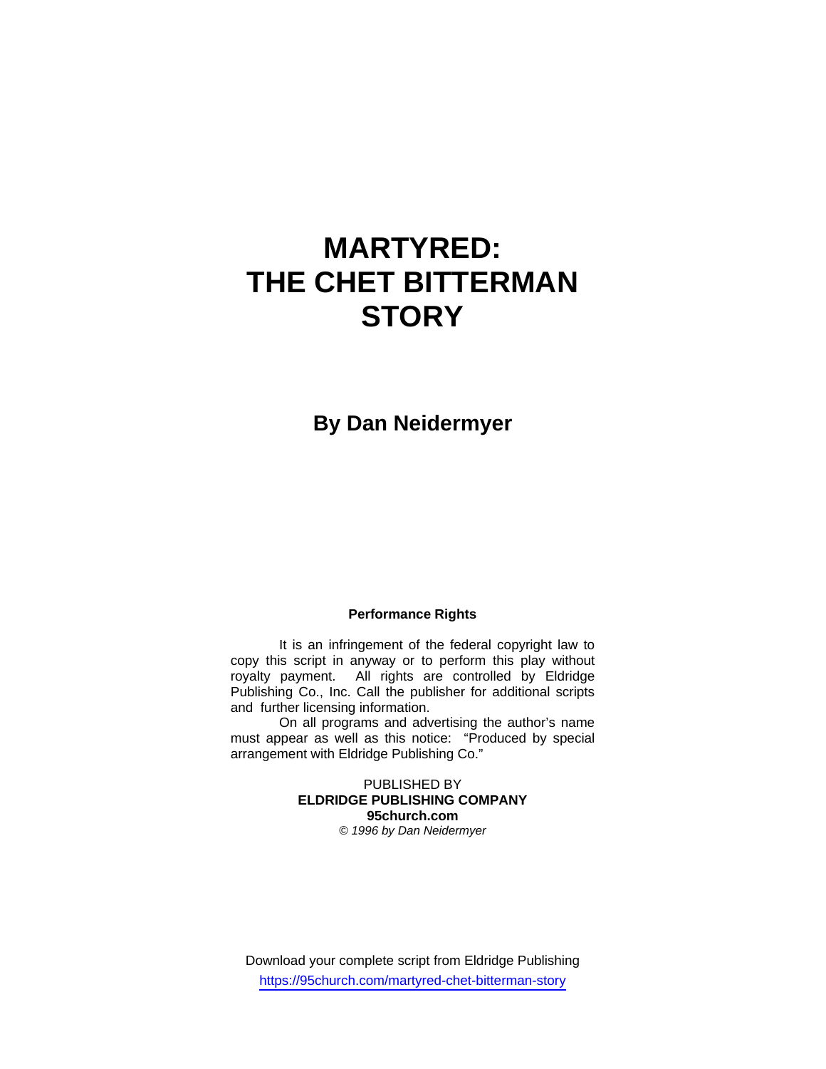# MARTYRED: THE CHET BITTERMAN STORY

## By Dan Neidermyer

**Performance Rights**

It is an infringement of the federal copyright law to copy this script in anyway or to perform this play without royalty payment. All rights are controlled by Eldridge Publishing Co., Inc. Call the publisher for additional scripts and further licensing information.

On all programs and advertising the author's name must appear as well as this notice: "Produced by special arrangement with Eldridge Publishing Co."

PUBLISHED BY
**ELDRIDGE PUBLISHING COMPANY**
**95church.com**
*© 1996 by Dan Neidermyer*

Download your complete script from Eldridge Publishing
https://95church.com/martyred-chet-bitterman-story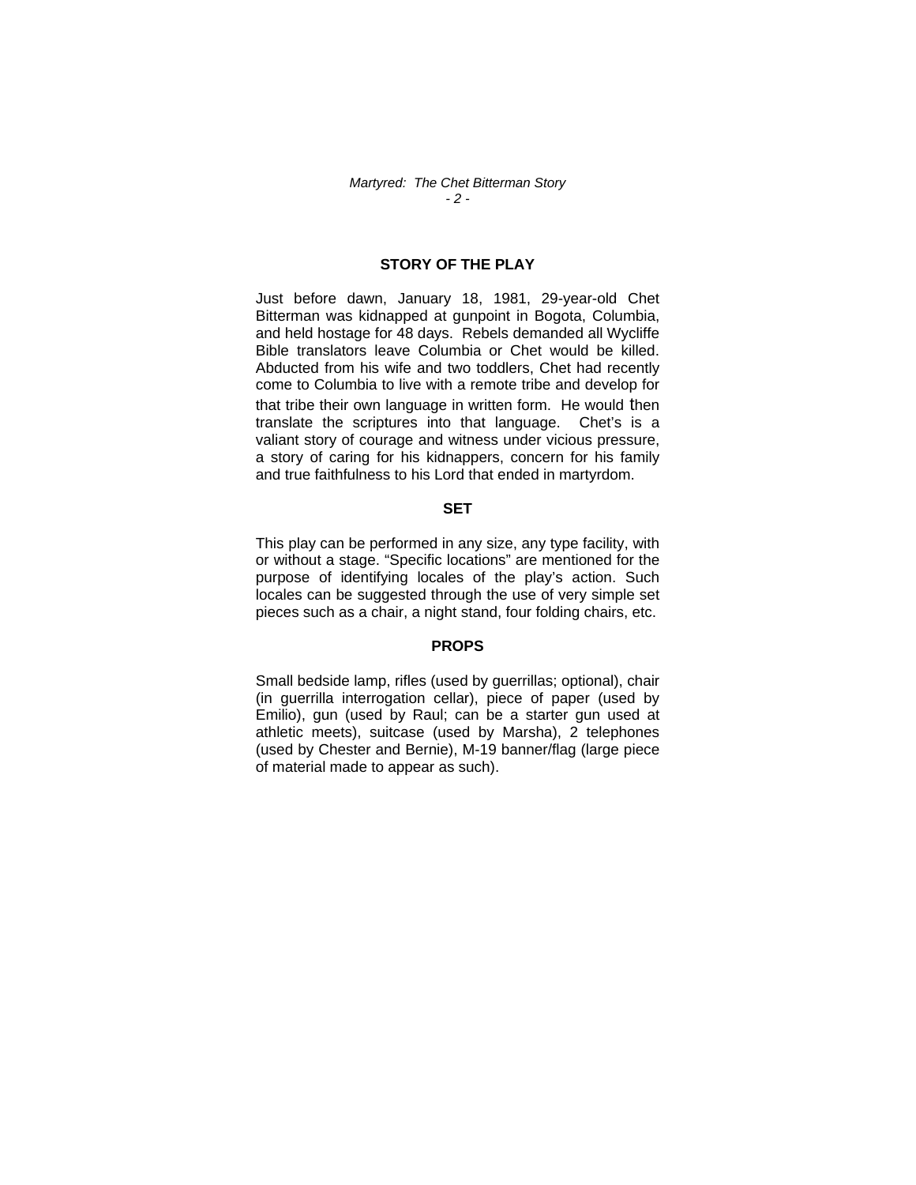## STORY OF THE PLAY

Just before dawn, January 18, 1981, 29-year-old Chet Bitterman was kidnapped at gunpoint in Bogota, Columbia, and held hostage for 48 days. Rebels demanded all Wycliffe Bible translators leave Columbia or Chet would be killed. Abducted from his wife and two toddlers, Chet had recently come to Columbia to live with a remote tribe and develop for that tribe their own language in written form. He would then translate the scriptures into that language. Chet's is a valiant story of courage and witness under vicious pressure, a story of caring for his kidnappers, concern for his family and true faithfulness to his Lord that ended in martyrdom.

## SET

This play can be performed in any size, any type facility, with or without a stage. "Specific locations" are mentioned for the purpose of identifying locales of the play's action. Such locales can be suggested through the use of very simple set pieces such as a chair, a night stand, four folding chairs, etc.

## PROPS

Small bedside lamp, rifles (used by guerrillas; optional), chair (in guerrilla interrogation cellar), piece of paper (used by Emilio), gun (used by Raul; can be a starter gun used at athletic meets), suitcase (used by Marsha), 2 telephones (used by Chester and Bernie), M-19 banner/flag (large piece of material made to appear as such).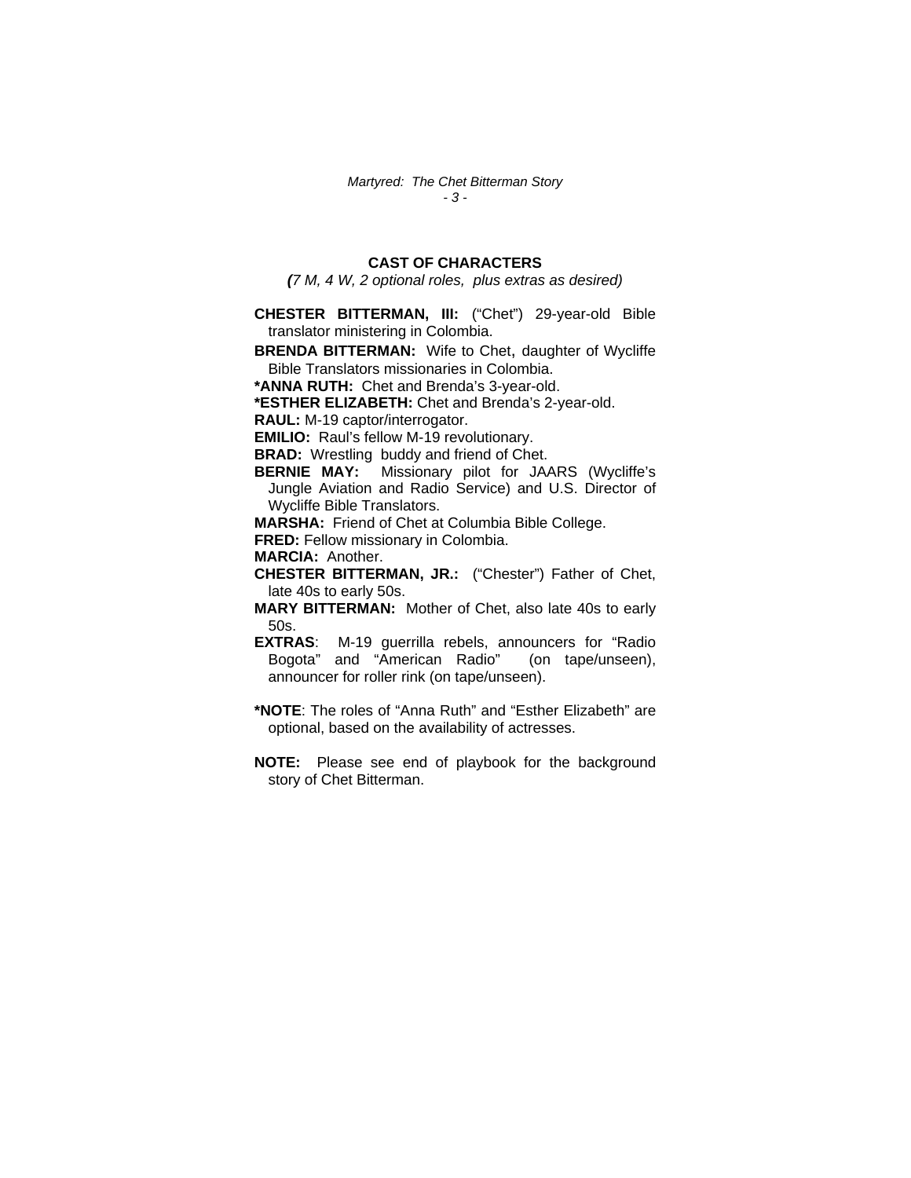## CAST OF CHARACTERS

*(7 M, 4 W, 2 optional roles, plus extras as desired)*

**CHESTER BITTERMAN, III:** ("Chet") 29-year-old Bible translator ministering in Colombia.

**BRENDA BITTERMAN:** Wife to Chet, daughter of Wycliffe Bible Translators missionaries in Colombia.

**\*ANNA RUTH:** Chet and Brenda's 3-year-old.

**\*ESTHER ELIZABETH:** Chet and Brenda's 2-year-old.

**RAUL:** M-19 captor/interrogator.

**EMILIO:** Raul's fellow M-19 revolutionary.

**BRAD:** Wrestling buddy and friend of Chet.

**BERNIE MAY:** Missionary pilot for JAARS (Wycliffe's Jungle Aviation and Radio Service) and U.S. Director of Wycliffe Bible Translators.

**MARSHA:** Friend of Chet at Columbia Bible College.

**FRED:** Fellow missionary in Colombia.

**MARCIA:** Another.

**CHESTER BITTERMAN, JR.:** ("Chester") Father of Chet, late 40s to early 50s.

**MARY BITTERMAN:** Mother of Chet, also late 40s to early 50s.

**EXTRAS**: M-19 guerrilla rebels, announcers for "Radio Bogota" and "American Radio" (on tape/unseen), announcer for roller rink (on tape/unseen).

**\*NOTE**: The roles of "Anna Ruth" and "Esther Elizabeth" are optional, based on the availability of actresses.

**NOTE:** Please see end of playbook for the background story of Chet Bitterman.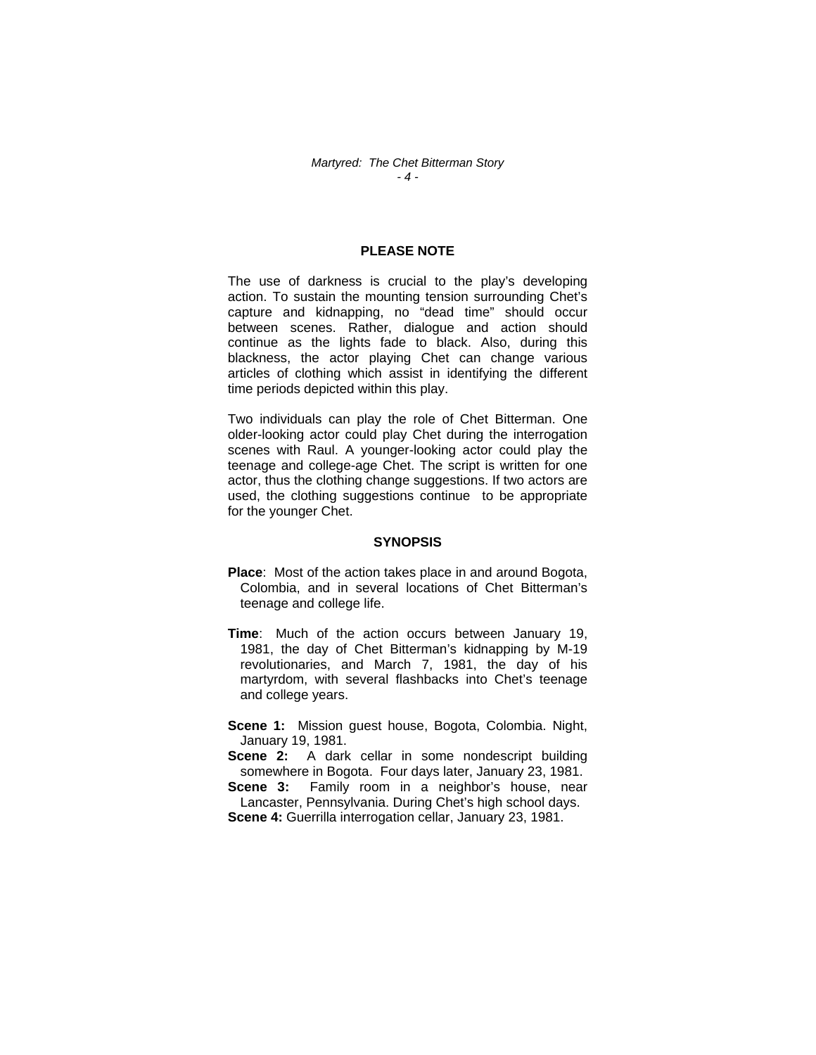## PLEASE NOTE

The use of darkness is crucial to the play's developing action. To sustain the mounting tension surrounding Chet's capture and kidnapping, no "dead time" should occur between scenes. Rather, dialogue and action should continue as the lights fade to black. Also, during this blackness, the actor playing Chet can change various articles of clothing which assist in identifying the different time periods depicted within this play.

Two individuals can play the role of Chet Bitterman. One older-looking actor could play Chet during the interrogation scenes with Raul. A younger-looking actor could play the teenage and college-age Chet. The script is written for one actor, thus the clothing change suggestions. If two actors are used, the clothing suggestions continue to be appropriate for the younger Chet.

## SYNOPSIS

**Place**: Most of the action takes place in and around Bogota, Colombia, and in several locations of Chet Bitterman's teenage and college life.

**Time**: Much of the action occurs between January 19, 1981, the day of Chet Bitterman's kidnapping by M-19 revolutionaries, and March 7, 1981, the day of his martyrdom, with several flashbacks into Chet's teenage and college years.

**Scene 1:** Mission guest house, Bogota, Colombia. Night, January 19, 1981.
**Scene 2:** A dark cellar in some nondescript building somewhere in Bogota. Four days later, January 23, 1981.
**Scene 3:** Family room in a neighbor's house, near Lancaster, Pennsylvania. During Chet's high school days.
**Scene 4:** Guerrilla interrogation cellar, January 23, 1981.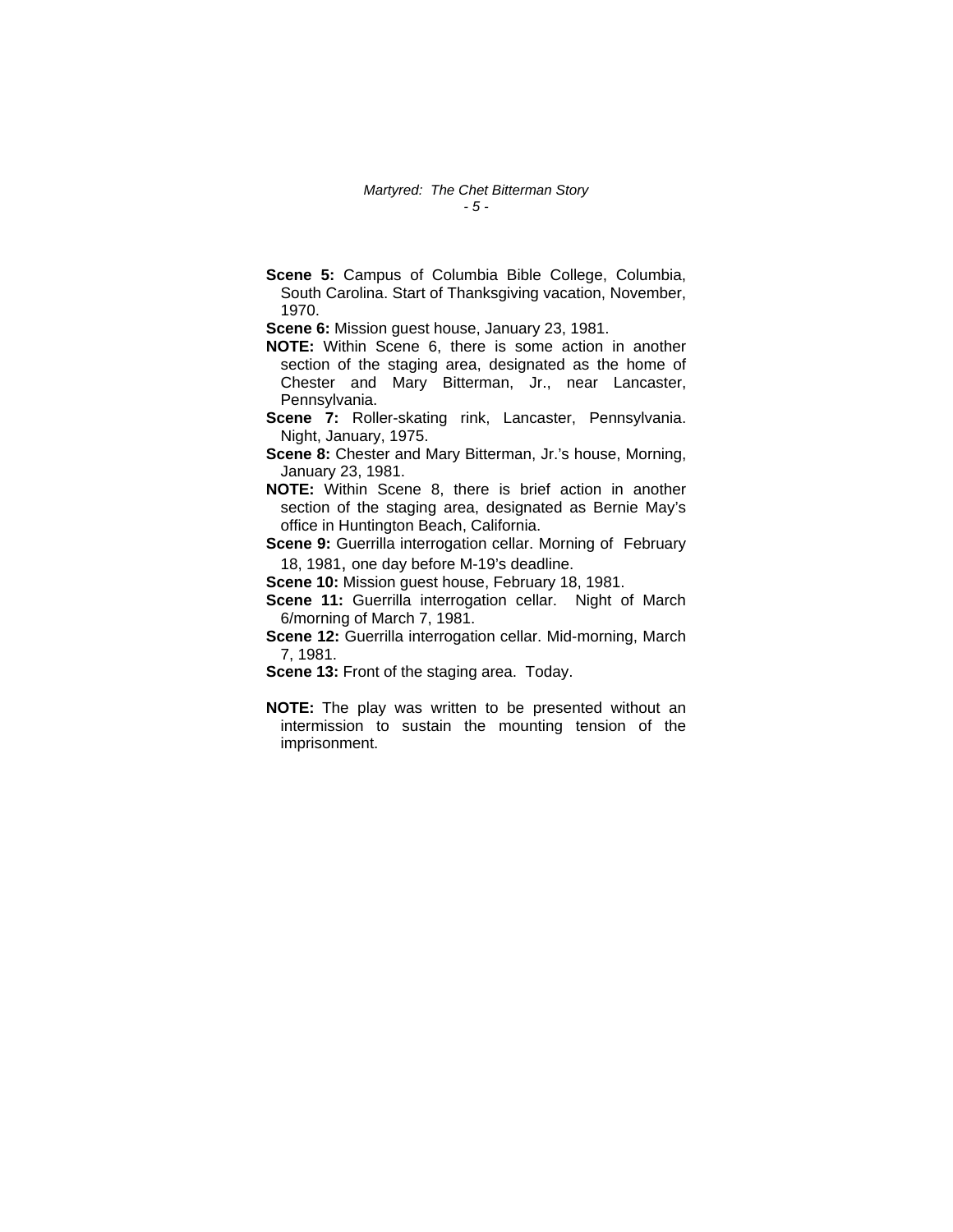**Scene 5:** Campus of Columbia Bible College, Columbia, South Carolina. Start of Thanksgiving vacation, November, 1970.

**Scene 6:** Mission guest house, January 23, 1981.

**NOTE:** Within Scene 6, there is some action in another section of the staging area, designated as the home of Chester and Mary Bitterman, Jr., near Lancaster, Pennsylvania.

**Scene 7:** Roller-skating rink, Lancaster, Pennsylvania. Night, January, 1975.

**Scene 8:** Chester and Mary Bitterman, Jr.'s house, Morning, January 23, 1981.

**NOTE:** Within Scene 8, there is brief action in another section of the staging area, designated as Bernie May's office in Huntington Beach, California.

**Scene 9:** Guerrilla interrogation cellar. Morning of February 18, 1981, one day before M-19's deadline.

**Scene 10:** Mission guest house, February 18, 1981.

**Scene 11:** Guerrilla interrogation cellar. Night of March 6/morning of March 7, 1981.

**Scene 12:** Guerrilla interrogation cellar. Mid-morning, March 7, 1981.

**Scene 13:** Front of the staging area. Today.

**NOTE:** The play was written to be presented without an intermission to sustain the mounting tension of the imprisonment.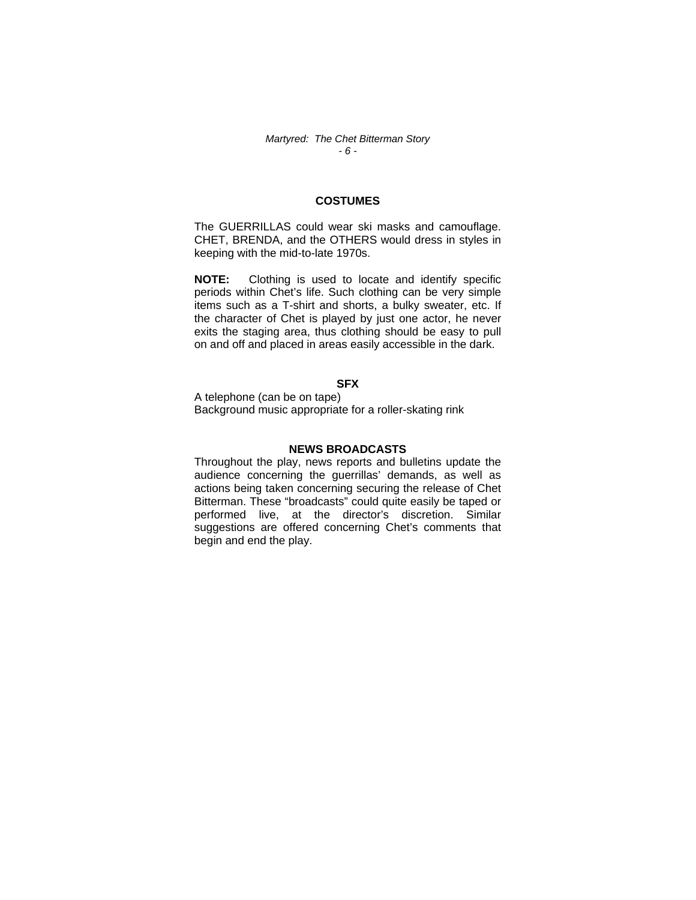## COSTUMES

The GUERRILLAS could wear ski masks and camouflage. CHET, BRENDA, and the OTHERS would dress in styles in keeping with the mid-to-late 1970s.

**NOTE:** Clothing is used to locate and identify specific periods within Chet's life. Such clothing can be very simple items such as a T-shirt and shorts, a bulky sweater, etc. If the character of Chet is played by just one actor, he never exits the staging area, thus clothing should be easy to pull on and off and placed in areas easily accessible in the dark.

## SFX

A telephone (can be on tape)
Background music appropriate for a roller-skating rink

## NEWS BROADCASTS

Throughout the play, news reports and bulletins update the audience concerning the guerrillas' demands, as well as actions being taken concerning securing the release of Chet Bitterman. These "broadcasts" could quite easily be taped or performed live, at the director's discretion. Similar suggestions are offered concerning Chet's comments that begin and end the play.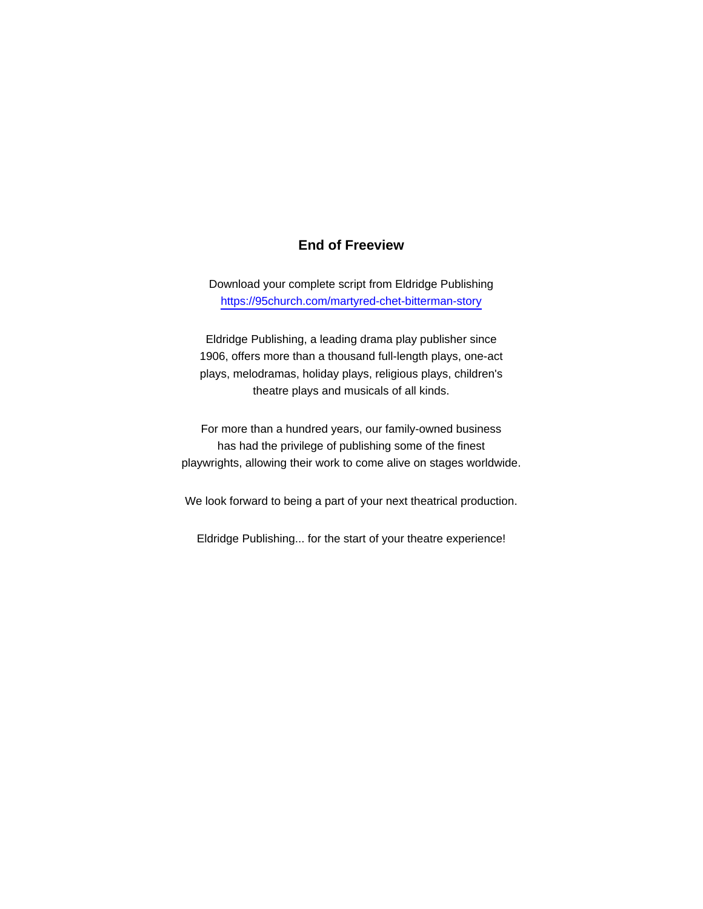## End of Freeview

Download your complete script from Eldridge Publishing
https://95church.com/martyred-chet-bitterman-story

Eldridge Publishing, a leading drama play publisher since 1906, offers more than a thousand full-length plays, one-act plays, melodramas, holiday plays, religious plays, children's theatre plays and musicals of all kinds.

For more than a hundred years, our family-owned business has had the privilege of publishing some of the finest playwrights, allowing their work to come alive on stages worldwide.

We look forward to being a part of your next theatrical production.

Eldridge Publishing... for the start of your theatre experience!